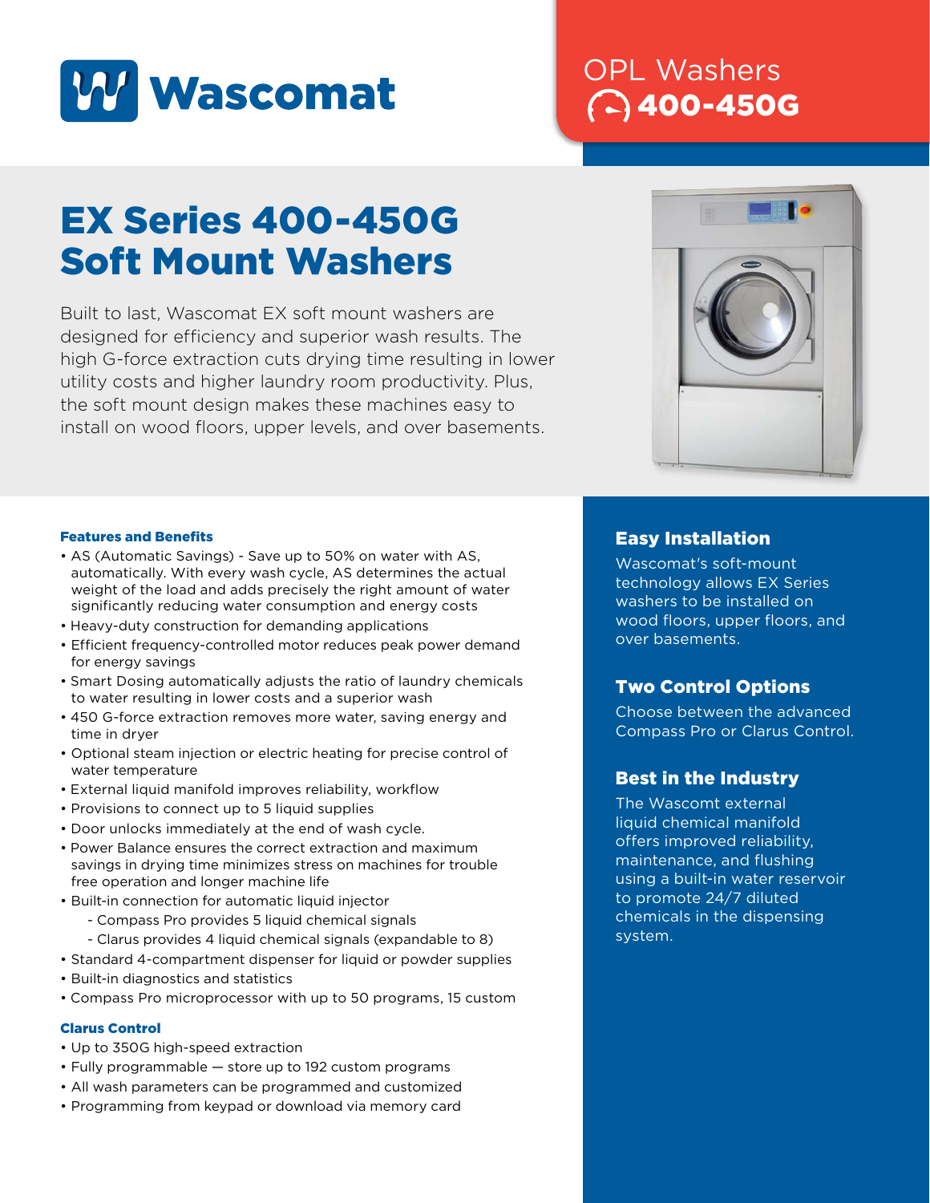Wascomat

OPL Washers
400-450G

# EX Series 400-450G Soft Mount Washers

Built to last, Wascomat EX soft mount washers are designed for efficiency and superior wash results. The high G-force extraction cuts drying time resulting in lower utility costs and higher laundry room productivity. Plus, the soft mount design makes these machines easy to install on wood floors, upper levels, and over basements.

### Features and Benefits

- AS (Automatic Savings) - Save up to 50% on water with AS, automatically. With every wash cycle, AS determines the actual weight of the load and adds precisely the right amount of water significantly reducing water consumption and energy costs
- Heavy-duty construction for demanding applications
- Efficient frequency-controlled motor reduces peak power demand for energy savings
- Smart Dosing automatically adjusts the ratio of laundry chemicals to water resulting in lower costs and a superior wash
- 450 G-force extraction removes more water, saving energy and time in dryer
- Optional steam injection or electric heating for precise control of water temperature
- External liquid manifold improves reliability, workflow
- Provisions to connect up to 5 liquid supplies
- Door unlocks immediately at the end of wash cycle.
- Power Balance ensures the correct extraction and maximum savings in drying time minimizes stress on machines for trouble free operation and longer machine life
- Built-in connection for automatic liquid injector
  - Compass Pro provides 5 liquid chemical signals
  - Clarus provides 4 liquid chemical signals (expandable to 8)
- Standard 4-compartment dispenser for liquid or powder supplies
- Built-in diagnostics and statistics
- Compass Pro microprocessor with up to 50 programs, 15 custom

### Clarus Control

- Up to 350G high-speed extraction
- Fully programmable — store up to 192 custom programs
- All wash parameters can be programmed and customized
- Programming from keypad or download via memory card

## Easy Installation

Wascomat's soft-mount technology allows EX Series washers to be installed on wood floors, upper floors, and over basements.

## Two Control Options

Choose between the advanced Compass Pro or Clarus Control.

## Best in the Industry

The Wascomt external liquid chemical manifold offers improved reliability, maintenance, and flushing using a built-in water reservoir to promote 24/7 diluted chemicals in the dispensing system.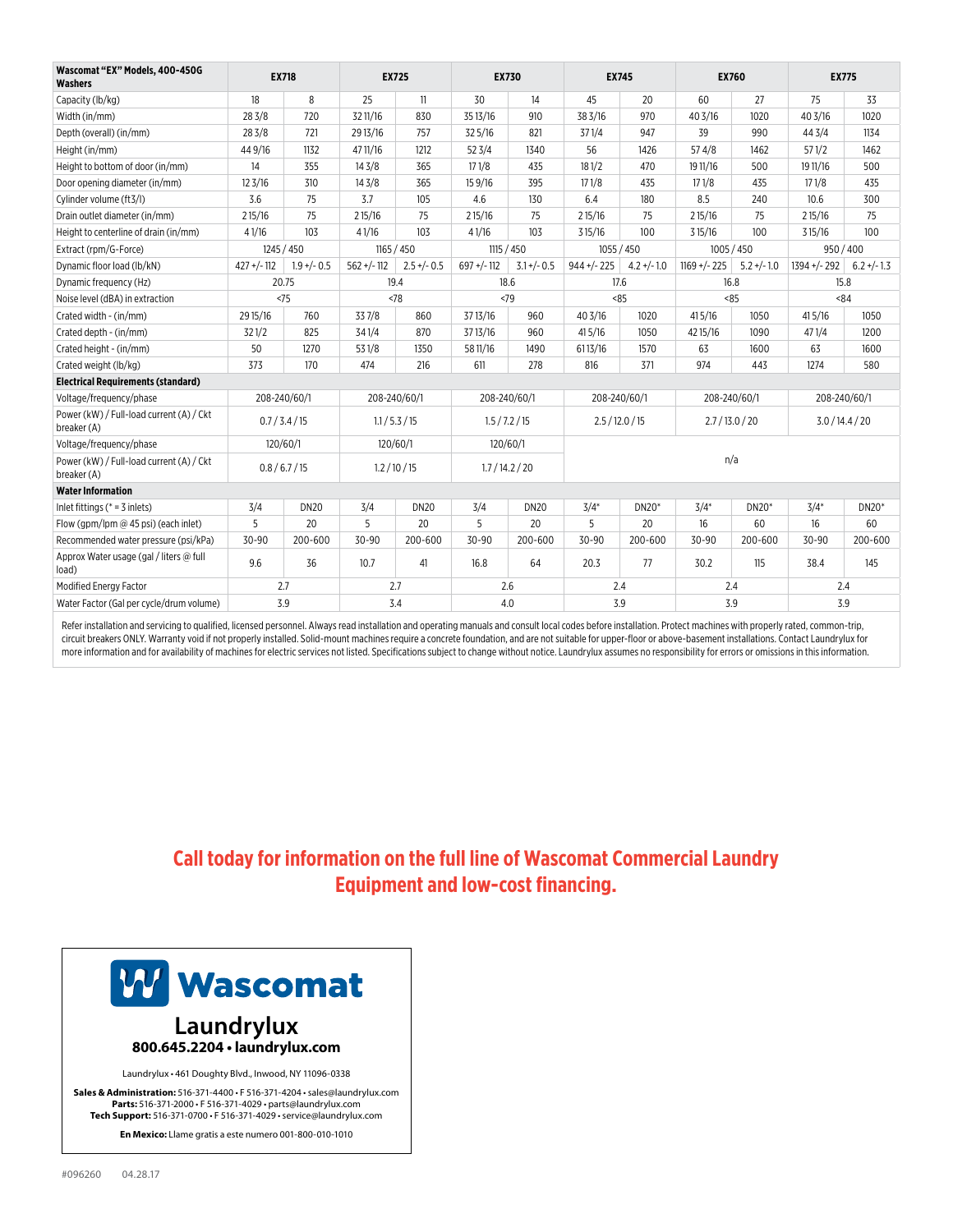| Wascomat "EX" Models, 400-450G Washers | EX718 | | EX725 | | EX730 | | EX745 | | EX760 | | EX775 | |
|---|---|---|---|---|---|---|---|---|---|---|---|---|
| Capacity (lb/kg) | 18 | 8 | 25 | 11 | 30 | 14 | 45 | 20 | 60 | 27 | 75 | 33 |
| Width (in/mm) | 28 3/8 | 720 | 32 11/16 | 830 | 35 13/16 | 910 | 38 3/16 | 970 | 40 3/16 | 1020 | 40 3/16 | 1020 |
| Depth (overall) (in/mm) | 28 3/8 | 721 | 29 13/16 | 757 | 32 5/16 | 821 | 37 1/4 | 947 | 39 | 990 | 44 3/4 | 1134 |
| Height (in/mm) | 44 9/16 | 1132 | 47 11/16 | 1212 | 52 3/4 | 1340 | 56 | 1426 | 57 4/8 | 1462 | 57 1/2 | 1462 |
| Height to bottom of door (in/mm) | 14 | 355 | 14 3/8 | 365 | 17 1/8 | 435 | 18 1/2 | 470 | 19 11/16 | 500 | 19 11/16 | 500 |
| Door opening diameter (in/mm) | 12 3/16 | 310 | 14 3/8 | 365 | 15 9/16 | 395 | 17 1/8 | 435 | 17 1/8 | 435 | 17 1/8 | 435 |
| Cylinder volume (ft3/l) | 3.6 | 75 | 3.7 | 105 | 4.6 | 130 | 6.4 | 180 | 8.5 | 240 | 10.6 | 300 |
| Drain outlet diameter (in/mm) | 2 15/16 | 75 | 2 15/16 | 75 | 2 15/16 | 75 | 2 15/16 | 75 | 2 15/16 | 75 | 2 15/16 | 75 |
| Height to centerline of drain (in/mm) | 4 1/16 | 103 | 4 1/16 | 103 | 4 1/16 | 103 | 3 15/16 | 100 | 3 15/16 | 100 | 3 15/16 | 100 |
| Extract (rpm/G-Force) | 1245 / 450 | | 1165 / 450 | | 1115 / 450 | | 1055 / 450 | | 1005 / 450 | | 950 / 400 | |
| Dynamic floor load (lb/kN) | 427 +/- 112 | 1.9 +/- 0.5 | 562 +/- 112 | 2.5 +/- 0.5 | 697 +/- 112 | 3.1 +/- 0.5 | 944 +/- 225 | 4.2 +/- 1.0 | 1169 +/- 225 | 5.2 +/- 1.0 | 1394 +/- 292 | 6.2 +/- 1.3 |
| Dynamic frequency (Hz) | 20.75 | | 19.4 | | 18.6 | | 17.6 | | 16.8 | | 15.8 | |
| Noise level (dBA) in extraction | <75 | | <78 | | <79 | | <85 | | <85 | | <84 | |
| Crated width - (in/mm) | 29 15/16 | 760 | 33 7/8 | 860 | 37 13/16 | 960 | 40 3/16 | 1020 | 41 5/16 | 1050 | 41 5/16 | 1050 |
| Crated depth - (in/mm) | 32 1/2 | 825 | 34 1/4 | 870 | 37 13/16 | 960 | 41 5/16 | 1050 | 42 15/16 | 1090 | 47 1/4 | 1200 |
| Crated height - (in/mm) | 50 | 1270 | 53 1/8 | 1350 | 58 11/16 | 1490 | 61 13/16 | 1570 | 63 | 1600 | 63 | 1600 |
| Crated weight (lb/kg) | 373 | 170 | 474 | 216 | 611 | 278 | 816 | 371 | 974 | 443 | 1274 | 580 |
| **Electrical Requirements (standard)** | | | | | | | | | | | | |
| Voltage/frequency/phase | 208-240/60/1 | | 208-240/60/1 | | 208-240/60/1 | | 208-240/60/1 | | 208-240/60/1 | | 208-240/60/1 | |
| Power (kW) / Full-load current (A) / Ckt breaker (A) | 0.7 / 3.4 / 15 | | 1.1 / 5.3 / 15 | | 1.5 / 7.2 / 15 | | 2.5 / 12.0 / 15 | | 2.7 / 13.0 / 20 | | 3.0 / 14.4 / 20 | |
| Voltage/frequency/phase | 120/60/1 | | 120/60/1 | | 120/60/1 | | n/a | | | | | |
| Power (kW) / Full-load current (A) / Ckt breaker (A) | 0.8 / 6.7 / 15 | | 1.2 / 10 / 15 | | 1.7 / 14.2 / 20 | | | | | | | |
| **Water Information** | | | | | | | | | | | | |
| Inlet fittings (* = 3 inlets) | 3/4 | DN20 | 3/4 | DN20 | 3/4 | DN20 | 3/4* | DN20* | 3/4* | DN20* | 3/4* | DN20* |
| Flow (gpm/lpm @ 45 psi) (each inlet) | 5 | 20 | 5 | 20 | 5 | 20 | 5 | 20 | 16 | 60 | 16 | 60 |
| Recommended water pressure (psi/kPa) | 30-90 | 200-600 | 30-90 | 200-600 | 30-90 | 200-600 | 30-90 | 200-600 | 30-90 | 200-600 | 30-90 | 200-600 |
| Approx Water usage (gal / liters @ full load) | 9.6 | 36 | 10.7 | 41 | 16.8 | 64 | 20.3 | 77 | 30.2 | 115 | 38.4 | 145 |
| Modified Energy Factor | 2.7 | | 2.7 | | 2.6 | | 2.4 | | 2.4 | | 2.4 | |
| Water Factor (Gal per cycle/drum volume) | 3.9 | | 3.4 | | 4.0 | | 3.9 | | 3.9 | | 3.9 | |

Refer installation and servicing to qualified, licensed personnel. Always read installation and operating manuals and consult local codes before installation. Protect machines with properly rated, common-trip, circuit breakers ONLY. Warranty void if not properly installed. Solid-mount machines require a concrete foundation, and are not suitable for upper-floor or above-basement installations. Contact Laundrylux for more information and for availability of machines for electric services not listed. Specifications subject to change without notice. Laundrylux assumes no responsibility for errors or omissions in this information.

## Call today for information on the full line of Wascomat Commercial Laundry Equipment and low-cost financing.

Wascomat

**Laundrylux**

**800.645.2204 • laundrylux.com**

Laundrylux • 461 Doughty Blvd., Inwood, NY 11096-0338

**Sales & Administration:** 516-371-4400 • F 516-371-4204 • sales@laundrylux.com
**Parts:** 516-371-2000 • F 516-371-4029 • parts@laundrylux.com
**Tech Support:** 516-371-0700 • F 516-371-4029 • service@laundrylux.com

**En Mexico:** Llame gratis a este numero 001-800-010-1010

#096260 04.28.17